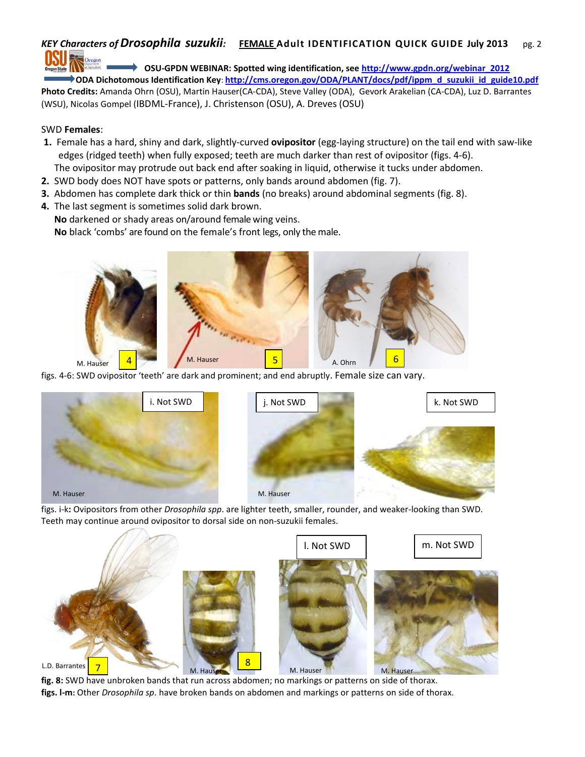# *KEY Characters of Drosophila suzukii*: FEMALE Adult IDENTIFICATION QUICK GUIDE July 2013

OSU-GPDN WEBINAR: Spotted wing identification, see http://www.gpdn.org/webinar_2012

**ODA Dichotomous Identification Key**: http://cms.oregon.gov/ODA/PLANT/docs/pdf/ippm_d_suzukii_id_guide10.pdf

**Photo Credits:** Amanda Ohrn (OSU), Martin Hauser(CA-CDA), Steve Valley (ODA), Gevork Arakelian (CA-CDA), Luz D. Barrantes (WSU), Nicolas Gompel (IBDML-France), J. Christenson (OSU), A. Dreves (OSU)

SWD **Females**:

1. Female has a hard, shiny and dark, slightly-curved **ovipositor** (egg-laying structure) on the tail end with saw-like edges (ridged teeth) when fully exposed; teeth are much darker than rest of ovipositor (figs. 4-6). The ovipositor may protrude out back end after soaking in liquid, otherwise it tucks under abdomen.
2. SWD body does NOT have spots or patterns, only bands around abdomen (fig. 7).
3. Abdomen has complete dark thick or thin **bands** (no breaks) around abdominal segments (fig. 8).
4. The last segment is sometimes solid dark brown.
   **No** darkened or shady areas on/around female wing veins.
   **No** black 'combs' are found on the female's front legs, only the male.

figs. 4-6: SWD ovipositor 'teeth' are dark and prominent; and end abruptly. Female size can vary.

figs. i-k**:** Ovipositors from other *Drosophila spp*. are lighter teeth, smaller, rounder, and weaker-looking than SWD. Teeth may continue around ovipositor to dorsal side on non-suzukii females.

**fig. 8:** SWD have unbroken bands that run across abdomen; no markings or patterns on side of thorax.

**figs. l-m:** Other *Drosophila sp*. have broken bands on abdomen and markings or patterns on side of thorax.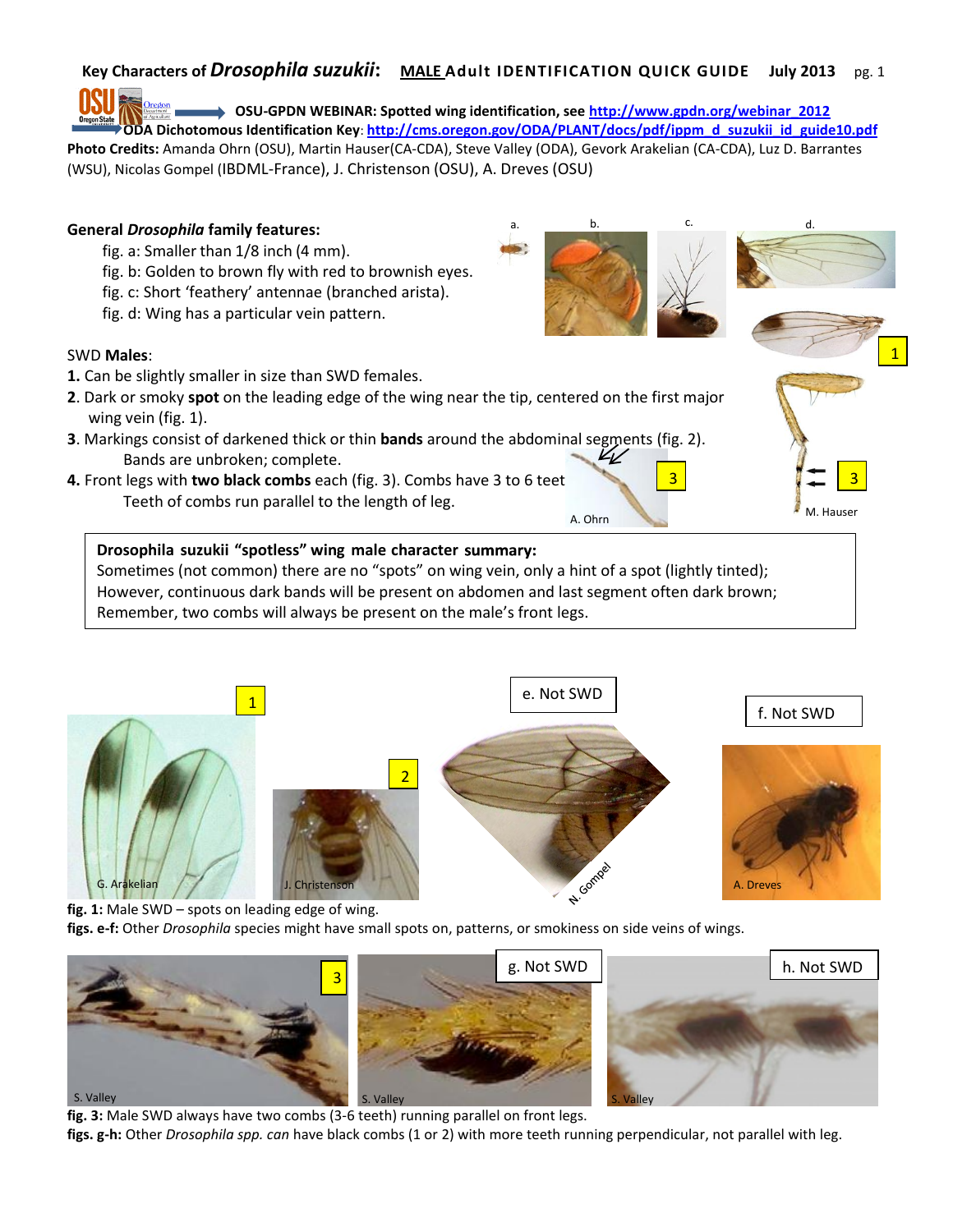## Key Characters of *Drosophila suzukii*: MALE Adult IDENTIFICATION QUICK GUIDE July 2013 pg. 1

OSU-GPDN WEBINAR: Spotted wing identification, see http://www.gpdn.org/webinar_2012

ODA Dichotomous Identification Key: http://cms.oregon.gov/ODA/PLANT/docs/pdf/ippm_d_suzukii_id_guide10.pdf

**Photo Credits:** Amanda Ohrn (OSU), Martin Hauser(CA-CDA), Steve Valley (ODA), Gevork Arakelian (CA-CDA), Luz D. Barrantes (WSU), Nicolas Gompel (IBDML-France), J. Christenson (OSU), A. Dreves (OSU)

**General *Drosophila* family features:**

- fig. a: Smaller than 1/8 inch (4 mm).
- fig. b: Golden to brown fly with red to brownish eyes.
- fig. c: Short 'feathery' antennae (branched arista).
- fig. d: Wing has a particular vein pattern.

SWD **Males**:

**1.** Can be slightly smaller in size than SWD females.

**2**. Dark or smoky **spot** on the leading edge of the wing near the tip, centered on the first major wing vein (fig. 1).

**3**. Markings consist of darkened thick or thin **bands** around the abdominal segments (fig. 2). Bands are unbroken; complete.

**4.** Front legs with **two black combs** each (fig. 3). Combs have 3 to 6 teet Teeth of combs run parallel to the length of leg.

**Drosophila suzukii "spotless" wing male character summary:**
Sometimes (not common) there are no "spots" on wing vein, only a hint of a spot (lightly tinted);
However, continuous dark bands will be present on abdomen and last segment often dark brown;
Remember, two combs will always be present on the male's front legs.

e. Not SWD

f. Not SWD

**fig. 1:** Male SWD – spots on leading edge of wing.
**figs. e-f:** Other *Drosophila* species might have small spots on, patterns, or smokiness on side veins of wings.

g. Not SWD

h. Not SWD

**fig. 3:** Male SWD always have two combs (3-6 teeth) running parallel on front legs.
**figs. g-h:** Other *Drosophila spp. can* have black combs (1 or 2) with more teeth running perpendicular, not parallel with leg.